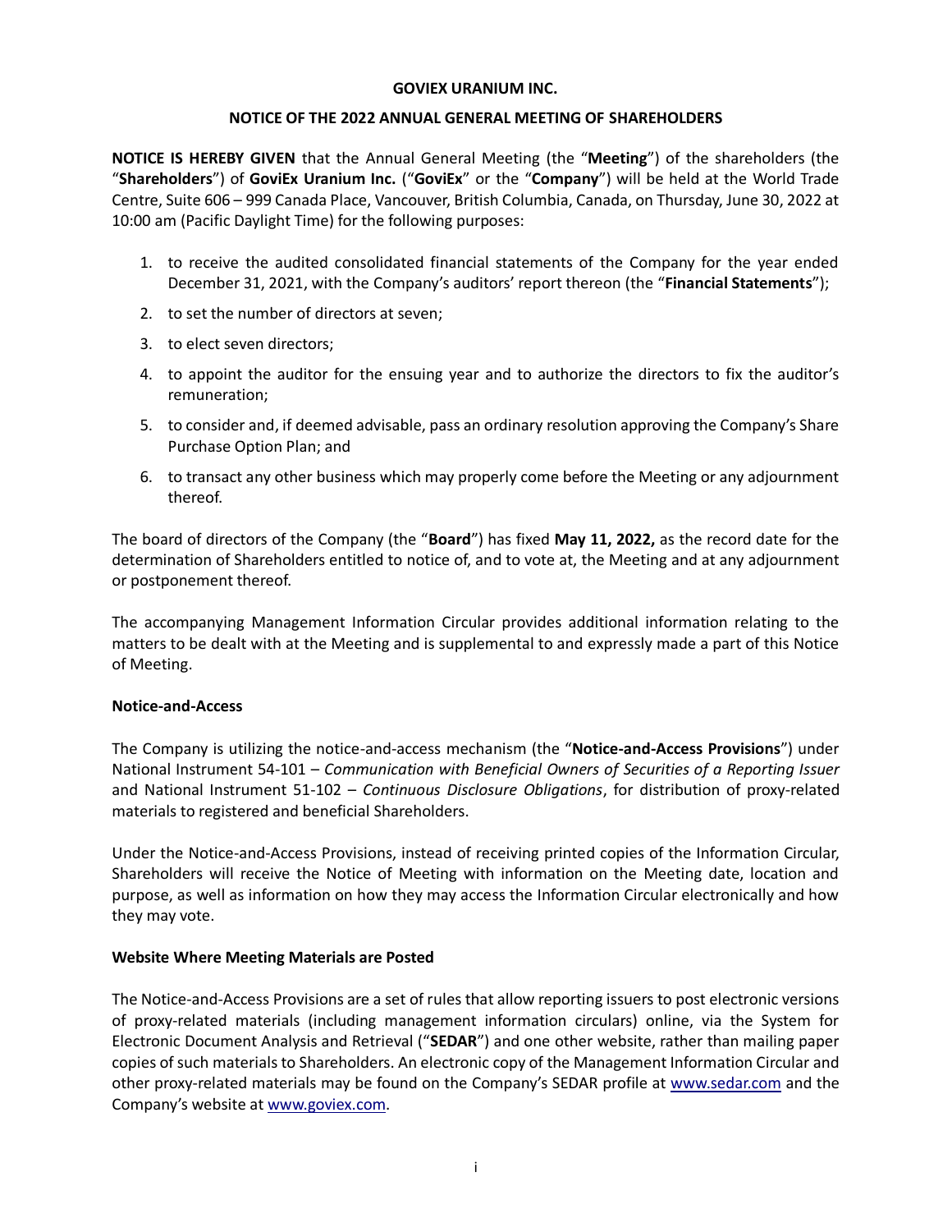**GOVIEX URANIUM INC.**

**NOTICE OF THE 2022 ANNUAL GENERAL MEETING OF SHAREHOLDERS**

**NOTICE IS HEREBY GIVEN** that the Annual General Meeting (the "**Meeting**") of the shareholders (the "**Shareholders**") of **GoviEx Uranium Inc.** ("**GoviEx**" or the "**Company**") will be held at the World Trade Centre, Suite 606 – 999 Canada Place, Vancouver, British Columbia, Canada, on Thursday, June 30, 2022 at 10:00 am (Pacific Daylight Time) for the following purposes:

1. to receive the audited consolidated financial statements of the Company for the year ended December 31, 2021, with the Company's auditors' report thereon (the "**Financial Statements**");
2. to set the number of directors at seven;
3. to elect seven directors;
4. to appoint the auditor for the ensuing year and to authorize the directors to fix the auditor's remuneration;
5. to consider and, if deemed advisable, pass an ordinary resolution approving the Company's Share Purchase Option Plan; and
6. to transact any other business which may properly come before the Meeting or any adjournment thereof.

The board of directors of the Company (the "**Board**") has fixed **May 11, 2022,** as the record date for the determination of Shareholders entitled to notice of, and to vote at, the Meeting and at any adjournment or postponement thereof.

The accompanying Management Information Circular provides additional information relating to the matters to be dealt with at the Meeting and is supplemental to and expressly made a part of this Notice of Meeting.

**Notice-and-Access**

The Company is utilizing the notice-and-access mechanism (the "**Notice-and-Access Provisions**") under National Instrument 54-101 – *Communication with Beneficial Owners of Securities of a Reporting Issuer* and National Instrument 51-102 – *Continuous Disclosure Obligations*, for distribution of proxy-related materials to registered and beneficial Shareholders.

Under the Notice-and-Access Provisions, instead of receiving printed copies of the Information Circular, Shareholders will receive the Notice of Meeting with information on the Meeting date, location and purpose, as well as information on how they may access the Information Circular electronically and how they may vote.

**Website Where Meeting Materials are Posted**

The Notice-and-Access Provisions are a set of rules that allow reporting issuers to post electronic versions of proxy-related materials (including management information circulars) online, via the System for Electronic Document Analysis and Retrieval ("**SEDAR**") and one other website, rather than mailing paper copies of such materials to Shareholders. An electronic copy of the Management Information Circular and other proxy-related materials may be found on the Company's SEDAR profile at www.sedar.com and the Company's website at www.goviex.com.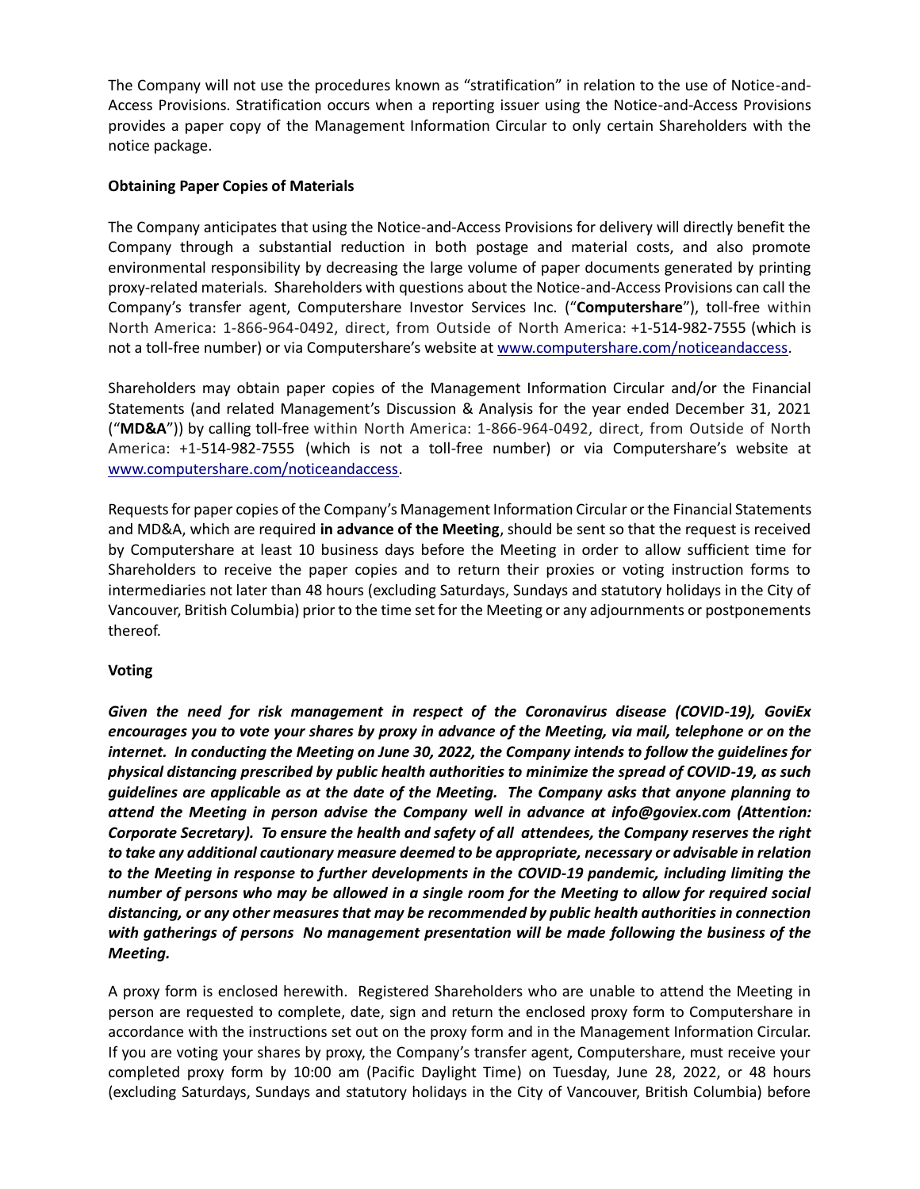The Company will not use the procedures known as "stratification" in relation to the use of Notice-and-Access Provisions. Stratification occurs when a reporting issuer using the Notice-and-Access Provisions provides a paper copy of the Management Information Circular to only certain Shareholders with the notice package.

**Obtaining Paper Copies of Materials**

The Company anticipates that using the Notice-and-Access Provisions for delivery will directly benefit the Company through a substantial reduction in both postage and material costs, and also promote environmental responsibility by decreasing the large volume of paper documents generated by printing proxy-related materials. Shareholders with questions about the Notice-and-Access Provisions can call the Company's transfer agent, Computershare Investor Services Inc. ("**Computershare**"), toll-free within North America: 1-866-964-0492, direct, from Outside of North America: +1-514-982-7555 (which is not a toll-free number) or via Computershare's website at www.computershare.com/noticeandaccess.

Shareholders may obtain paper copies of the Management Information Circular and/or the Financial Statements (and related Management's Discussion & Analysis for the year ended December 31, 2021 ("**MD&A**")) by calling toll-free within North America: 1-866-964-0492, direct, from Outside of North America: +1-514-982-7555 (which is not a toll-free number) or via Computershare's website at www.computershare.com/noticeandaccess.

Requests for paper copies of the Company's Management Information Circular or the Financial Statements and MD&A, which are required **in advance of the Meeting**, should be sent so that the request is received by Computershare at least 10 business days before the Meeting in order to allow sufficient time for Shareholders to receive the paper copies and to return their proxies or voting instruction forms to intermediaries not later than 48 hours (excluding Saturdays, Sundays and statutory holidays in the City of Vancouver, British Columbia) prior to the time set for the Meeting or any adjournments or postponements thereof.

**Voting**

***Given the need for risk management in respect of the Coronavirus disease (COVID-19), GoviEx encourages you to vote your shares by proxy in advance of the Meeting, via mail, telephone or on the internet. In conducting the Meeting on June 30, 2022, the Company intends to follow the guidelines for physical distancing prescribed by public health authorities to minimize the spread of COVID-19, as such guidelines are applicable as at the date of the Meeting. The Company asks that anyone planning to attend the Meeting in person advise the Company well in advance at info@goviex.com (Attention: Corporate Secretary). To ensure the health and safety of all attendees, the Company reserves the right to take any additional cautionary measure deemed to be appropriate, necessary or advisable in relation to the Meeting in response to further developments in the COVID-19 pandemic, including limiting the number of persons who may be allowed in a single room for the Meeting to allow for required social distancing, or any other measures that may be recommended by public health authorities in connection with gatherings of persons No management presentation will be made following the business of the Meeting.***

A proxy form is enclosed herewith. Registered Shareholders who are unable to attend the Meeting in person are requested to complete, date, sign and return the enclosed proxy form to Computershare in accordance with the instructions set out on the proxy form and in the Management Information Circular. If you are voting your shares by proxy, the Company's transfer agent, Computershare, must receive your completed proxy form by 10:00 am (Pacific Daylight Time) on Tuesday, June 28, 2022, or 48 hours (excluding Saturdays, Sundays and statutory holidays in the City of Vancouver, British Columbia) before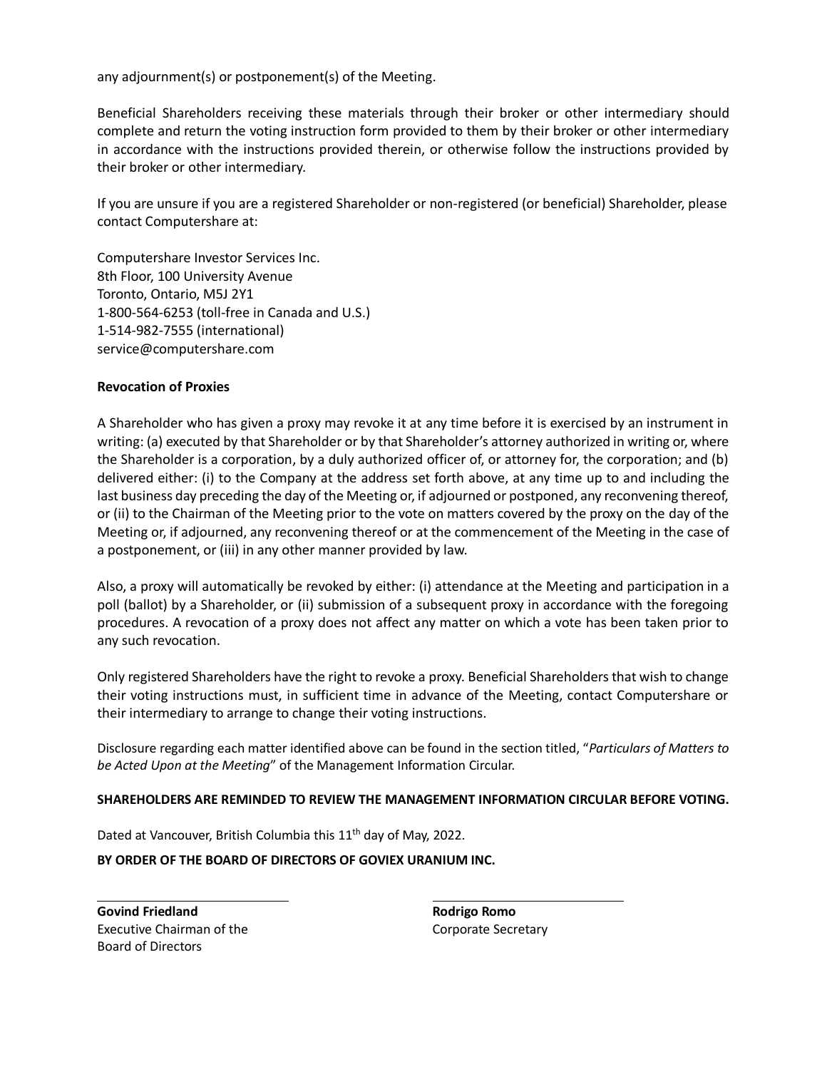any adjournment(s) or postponement(s) of the Meeting.

Beneficial Shareholders receiving these materials through their broker or other intermediary should complete and return the voting instruction form provided to them by their broker or other intermediary in accordance with the instructions provided therein, or otherwise follow the instructions provided by their broker or other intermediary.

If you are unsure if you are a registered Shareholder or non-registered (or beneficial) Shareholder, please contact Computershare at:

Computershare Investor Services Inc.
8th Floor, 100 University Avenue
Toronto, Ontario, M5J 2Y1
1-800-564-6253 (toll-free in Canada and U.S.)
1-514-982-7555 (international)
service@computershare.com

**Revocation of Proxies**

A Shareholder who has given a proxy may revoke it at any time before it is exercised by an instrument in writing: (a) executed by that Shareholder or by that Shareholder's attorney authorized in writing or, where the Shareholder is a corporation, by a duly authorized officer of, or attorney for, the corporation; and (b) delivered either: (i) to the Company at the address set forth above, at any time up to and including the last business day preceding the day of the Meeting or, if adjourned or postponed, any reconvening thereof, or (ii) to the Chairman of the Meeting prior to the vote on matters covered by the proxy on the day of the Meeting or, if adjourned, any reconvening thereof or at the commencement of the Meeting in the case of a postponement, or (iii) in any other manner provided by law.

Also, a proxy will automatically be revoked by either: (i) attendance at the Meeting and participation in a poll (ballot) by a Shareholder, or (ii) submission of a subsequent proxy in accordance with the foregoing procedures. A revocation of a proxy does not affect any matter on which a vote has been taken prior to any such revocation.

Only registered Shareholders have the right to revoke a proxy. Beneficial Shareholders that wish to change their voting instructions must, in sufficient time in advance of the Meeting, contact Computershare or their intermediary to arrange to change their voting instructions.

Disclosure regarding each matter identified above can be found in the section titled, "*Particulars of Matters to be Acted Upon at the Meeting*" of the Management Information Circular.

**SHAREHOLDERS ARE REMINDED TO REVIEW THE MANAGEMENT INFORMATION CIRCULAR BEFORE VOTING.**

Dated at Vancouver, British Columbia this 11th day of May, 2022.

**BY ORDER OF THE BOARD OF DIRECTORS OF GOVIEX URANIUM INC.**

**Govind Friedland**
Executive Chairman of the Board of Directors

**Rodrigo Romo**
Corporate Secretary